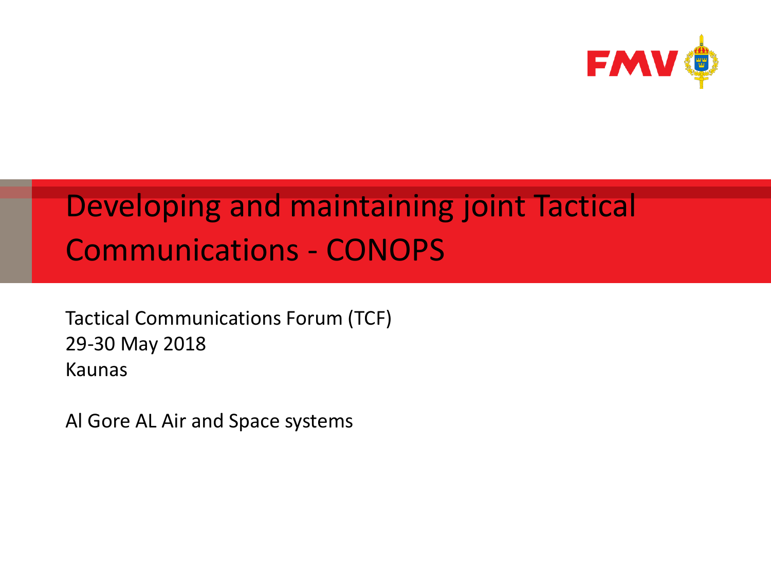FMV

# Developing and maintaining joint Tactical Communications - CONOPS

Tactical Communications Forum (TCF)
29-30 May 2018
Kaunas

Al Gore AL Air and Space systems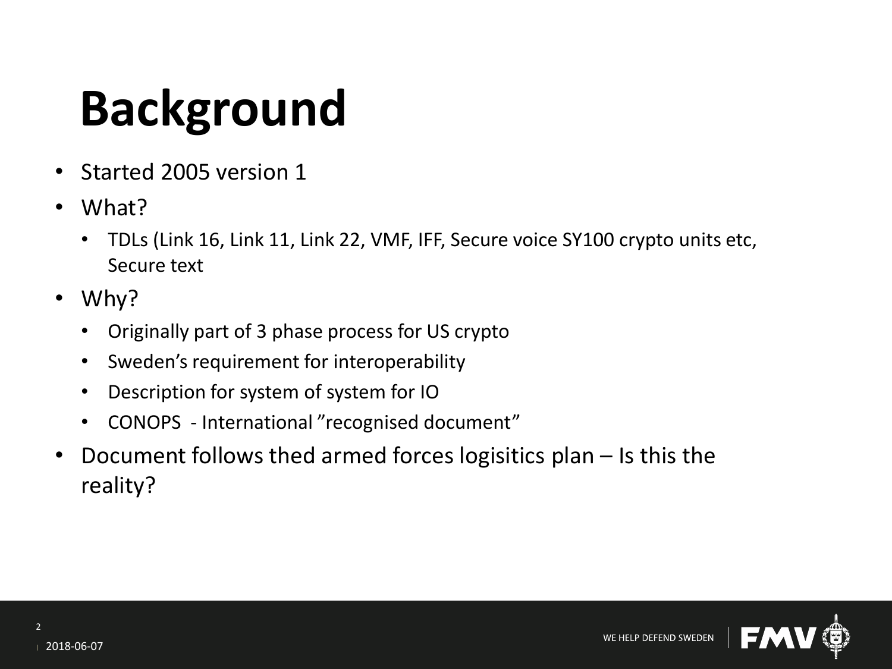# Background

- Started 2005 version 1
- What?
  - TDLs (Link 16, Link 11, Link 22, VMF, IFF, Secure voice SY100 crypto units etc, Secure text
- Why?
  - Originally part of 3 phase process for US crypto
  - Sweden's requirement for interoperability
  - Description for system of system for IO
  - CONOPS - International ”recognised document”
- Document follows thed armed forces logisitics plan – Is this the reality?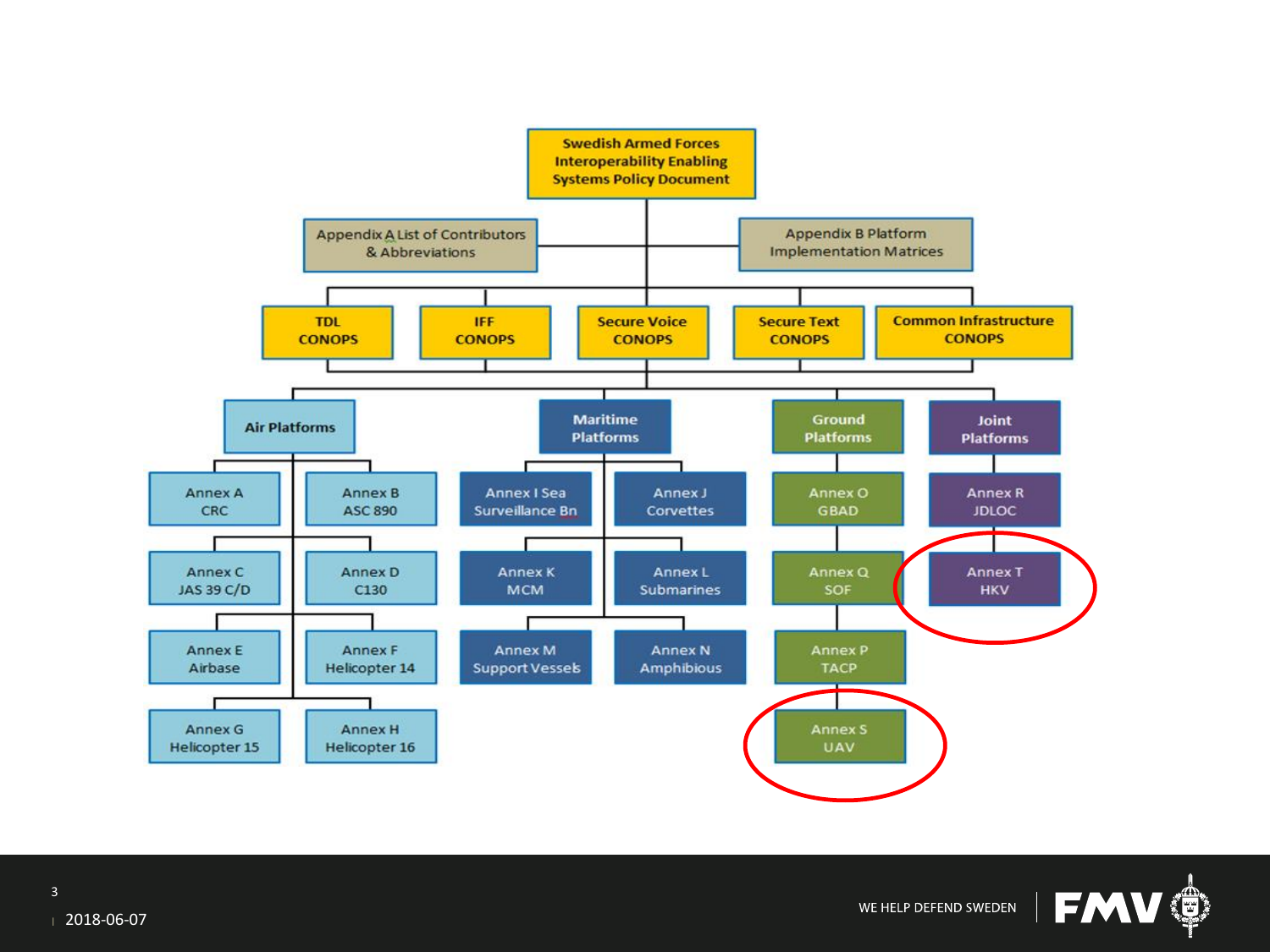# Swedish Armed Forces Interoperability Enabling Systems Policy Document

- Appendix A List of Contributors & Abbreviations
- Appendix B Platform Implementation Matrices

## CONOPS

- TDL CONOPS
- IFF CONOPS
- Secure Voice CONOPS
- Secure Text CONOPS
- Common Infrastructure CONOPS

## Air Platforms

- Annex A CRC
- Annex B ASC 890
- Annex C JAS 39 C/D
- Annex D C130
- Annex E Airbase
- Annex F Helicopter 14
- Annex G Helicopter 15
- Annex H Helicopter 16

## Maritime Platforms

- Annex I Sea Surveillance Bn
- Annex J Corvettes
- Annex K MCM
- Annex L Submarines
- Annex M Support Vessels
- Annex N Amphibious

## Ground Platforms

- Annex O GBAD
- Annex Q SOF
- Annex P TACP
- Annex S UAV

## Joint Platforms

- Annex R JDLOC
- Annex T HKV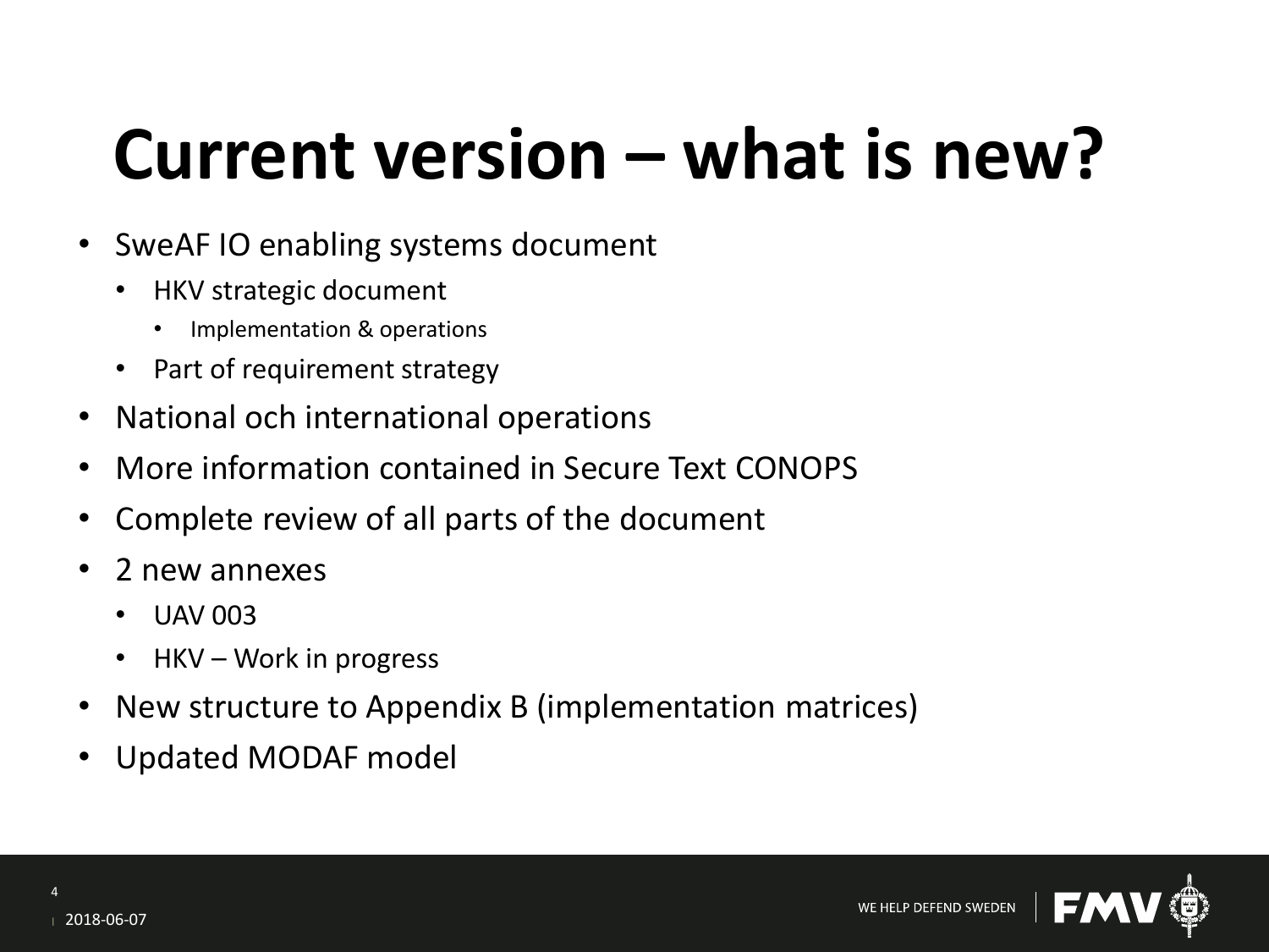# Current version – what is new?

- SweAF IO enabling systems document
  - HKV strategic document
    - Implementation & operations
  - Part of requirement strategy
- National och international operations
- More information contained in Secure Text CONOPS
- Complete review of all parts of the document
- 2 new annexes
  - UAV 003
  - HKV – Work in progress
- New structure to Appendix B (implementation matrices)
- Updated MODAF model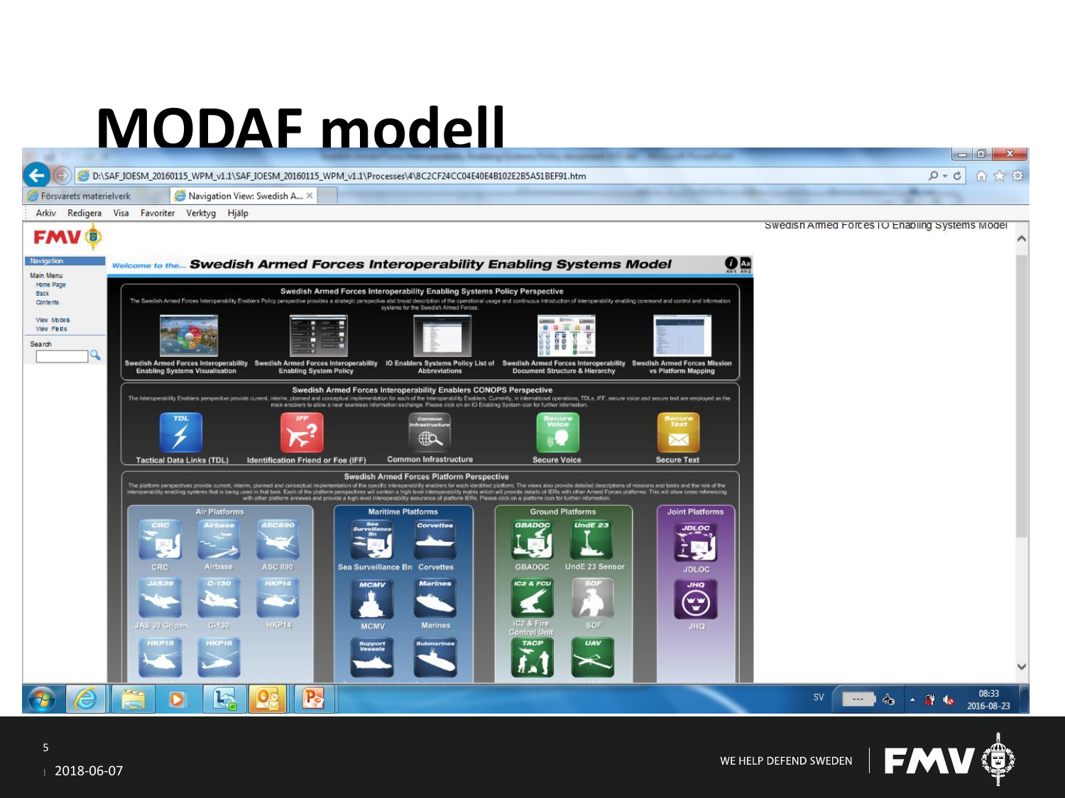# MODAF modell

D:\SAF_IOESM_20160115_WPM_v1.1\SAF_IOESM_20160115_WPM_v1.1\Processes\4\8C2CF24CC04E40E4B102E2B5A51BEF91.htm

Försvarets materielverk | Navigation View: Swedish A...

Arkiv Redigera Visa Favoriter Verktyg Hjälp

Swedish Armed Forces IO Enabling Systems Model

Navigation

Main Menu
- Home Page
- Back
- Contents
- View Models
- View Fields

Search

## Welcome to the... Swedish Armed Forces Interoperability Enabling Systems Model

### Swedish Armed Forces Interoperability Enabling Systems Policy Perspective

The Swedish Armed Forces Interoperability Enablers Policy perspective provides a strategic perspective abd broad description of the operational usage and continuous introduction of interoperability enabling command and control and information systems for the Swedish Armed Forces.

- Swedish Armed Forces Interoperability Enabling Systems Visualisation
- Swedish Armed Forces Interoperability Enabling System Policy
- IO Enablers Systems Policy List of Abbreviations
- Swedish Armed Forces Interoperability Document Structure & Hierarchy
- Swedish Armed Forces Mission vs Platform Mapping

### Swedish Armed Forces Interoperability Enablers CONOPS Perspective

The Interoperability Enablers perspective provide current, interim, planned and conceptual implementation for each of the Interoperability Enablers. Currently, in international operations, TDLs, IFF, secure voice and secure text are employed as the main enablers to allow a near seamless information exchange. Please click on an IO Enabling System icon for further information.

- Tactical Data Links (TDL)
- Identification Friend or Foe (IFF)
- Common Infrastructure
- Secure Voice
- Secure Text

### Swedish Armed Forces Platform Perspective

The platform perspectives provide current, interim, planned and conceptual implementation of the specific interoperability enablers for each identified platform. The views also provide detailed descriptions of missions and tasks and the role of the interoperability enabling systems that is being used in that task. Each of the platform perspectives will contain a high level interoperability matrix which will provide details of IERs with other Armed Forces platforms. This will allow cross referencing with other platform annexes and provide a high level interoperability assurance of platform IERs. Please click on a platform icon for further information.

**Air Platforms:** CRC, Airbase, ASC 890, JAS 39 Gripen, C-130, HKP14, HKP15, HKP16

**Maritime Platforms:** Sea Surveillance Bn, Corvettes, MCMV, Marines, Support Vessels, Submarines

**Ground Platforms:** GBADOC, UndE 23 Sensor, iC2 & Fire Control Unit, SOF, TACP, UAV

**Joint Platforms:** JDLOC, JHQ

SV 08:33 2016-08-23

2018-06-07

WE HELP DEFEND SWEDEN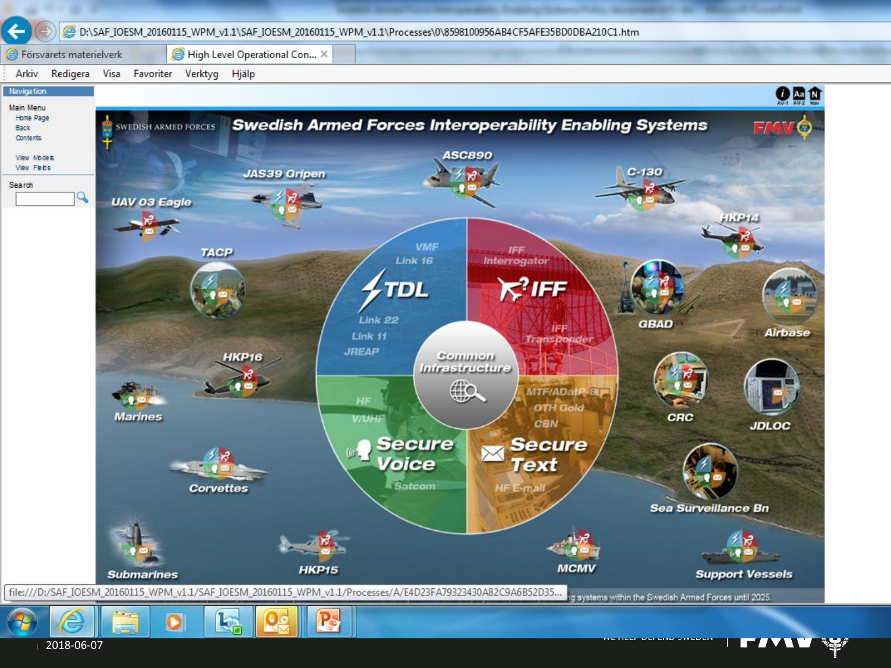D:\SAF_IOESM_20160115_WPM_v1.1\SAF_IOESM_20160115_WPM_v1.1\Processes\0\8598100956AB4CF5AFE35BD0DBA210C1.htm

Försvarets materielverk | High Level Operational Con...

Arkiv Redigera Visa Favoriter Verktyg Hjälp

**Navigation**

Main Menu
- Home Page
- Back
- Contents
- View Models
- View Fields

Search

# Swedish Armed Forces Interoperability Enabling Systems

SWEDISH ARMED FORCES — FMV

ASC890, JAS39 Gripen, UAV 03 Eagle, C-130, HKP14, TACP, GBAD, Airbase, HKP16, Marines, CRC, JDLOC, Corvettes, Sea Surveillance Bn, Submarines, HKP15, MCMV, Support Vessels

**TDL**: VMF, Link 16, Link 22, Link 11, JREAP

**IFF**: IFF Interrogator, IFF Transponder

**Secure Voice**: HF, V/UHF, Satcom

**Secure Text**: MTF/AdatP-3, OTH Gold, CBN, HF E-mail

**Common Infrastructure**

file:///D:/SAF_IOESM_20160115_WPM_v1.1/SAF_IOESM_20160115_WPM_v1.1/Processes/A/E4D23FA79323430A82C9A6B52D35...

...g systems within the Swedish Armed Forces until 2025.

2018-06-07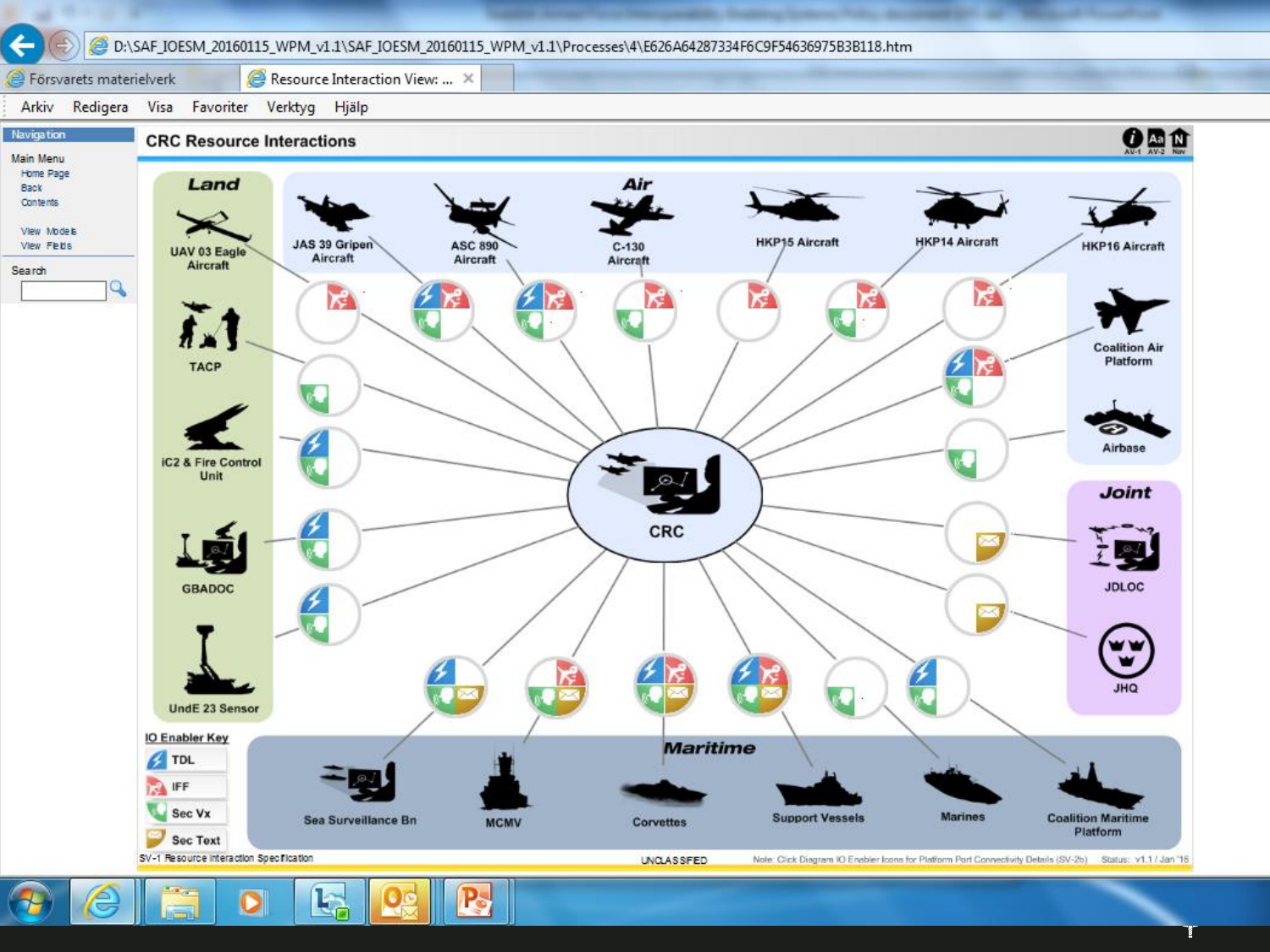D:\SAF_IOESM_20160115_WPM_v1.1\SAF_IOESM_20160115_WPM_v1.1\Processes\4\E626A64287334F6C9F54636975B3B118.htm

Försvarets materielverk | Resource Interaction View: ...

Arkiv Redigera Visa Favoriter Verktyg Hjälp

**Navigation**

Main Menu
- Home Page
- Back
- Contents
- View Models
- View Fields

Search

# CRC Resource Interactions

**Land**
- UAV 03 Eagle Aircraft
- TACP
- iC2 & Fire Control Unit
- GBADOC
- UndE 23 Sensor

**Air**
- JAS 39 Gripen Aircraft
- ASC 890 Aircraft
- C-130 Aircraft
- HKP15 Aircraft
- HKP14 Aircraft
- HKP16 Aircraft
- Coalition Air Platform
- Airbase

**CRC**

**Joint**
- JDLOC
- JHQ

**Maritime**
- Sea Surveillance Bn
- MCMV
- Corvettes
- Support Vessels
- Marines
- Coalition Maritime Platform

**IO Enabler Key**
- TDL
- IFF
- Sec Vx
- Sec Text

SV-1 Resource Interaction Specification

UNCLASSIFIED

Note: Click Diagram IO Enabler Icons for Platform Port Connectivity Details (SV-2b) Status: v1.1 / Jan '16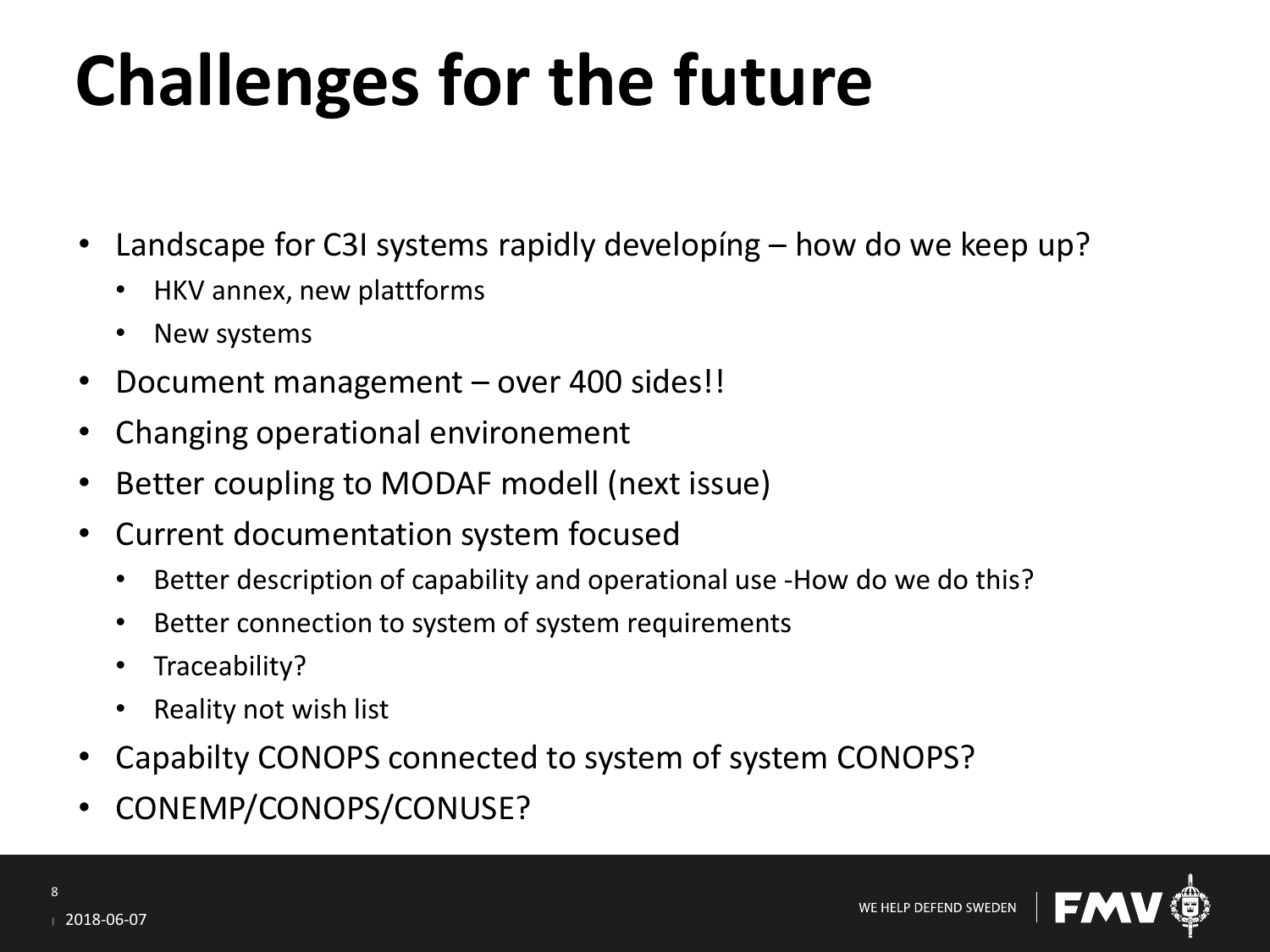# Challenges for the future

- Landscape for C3I systems rapidly developíng – how do we keep up?
  - HKV annex, new plattforms
  - New systems
- Document management – over 400 sides!!
- Changing operational environement
- Better coupling to MODAF modell (next issue)
- Current documentation system focused
  - Better description of capability and operational use -How do we do this?
  - Better connection to system of system requirements
  - Traceability?
  - Reality not wish list
- Capabilty CONOPS connected to system of system CONOPS?
- CONEMP/CONOPS/CONUSE?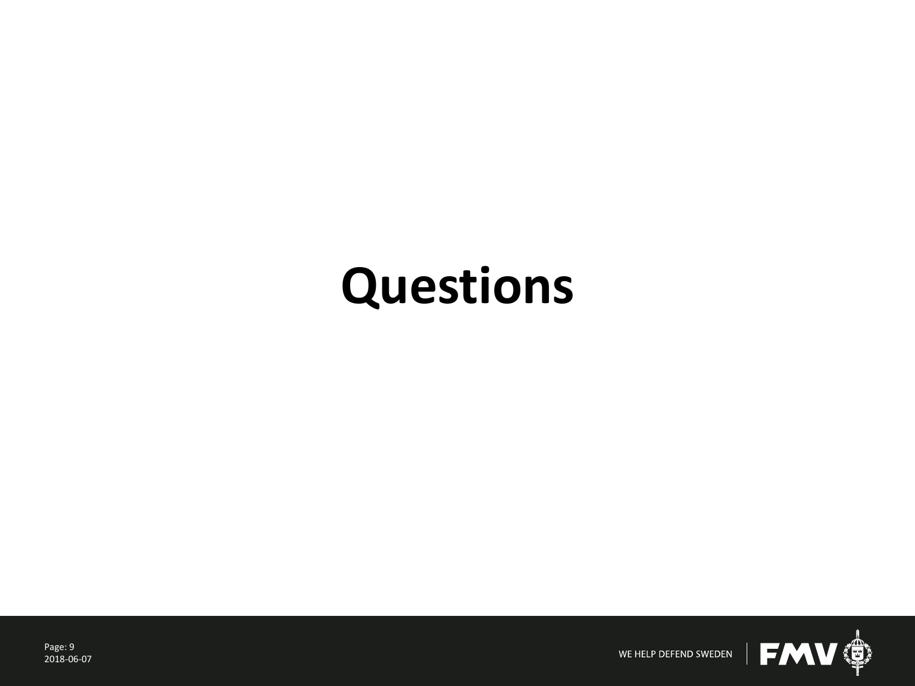# Questions